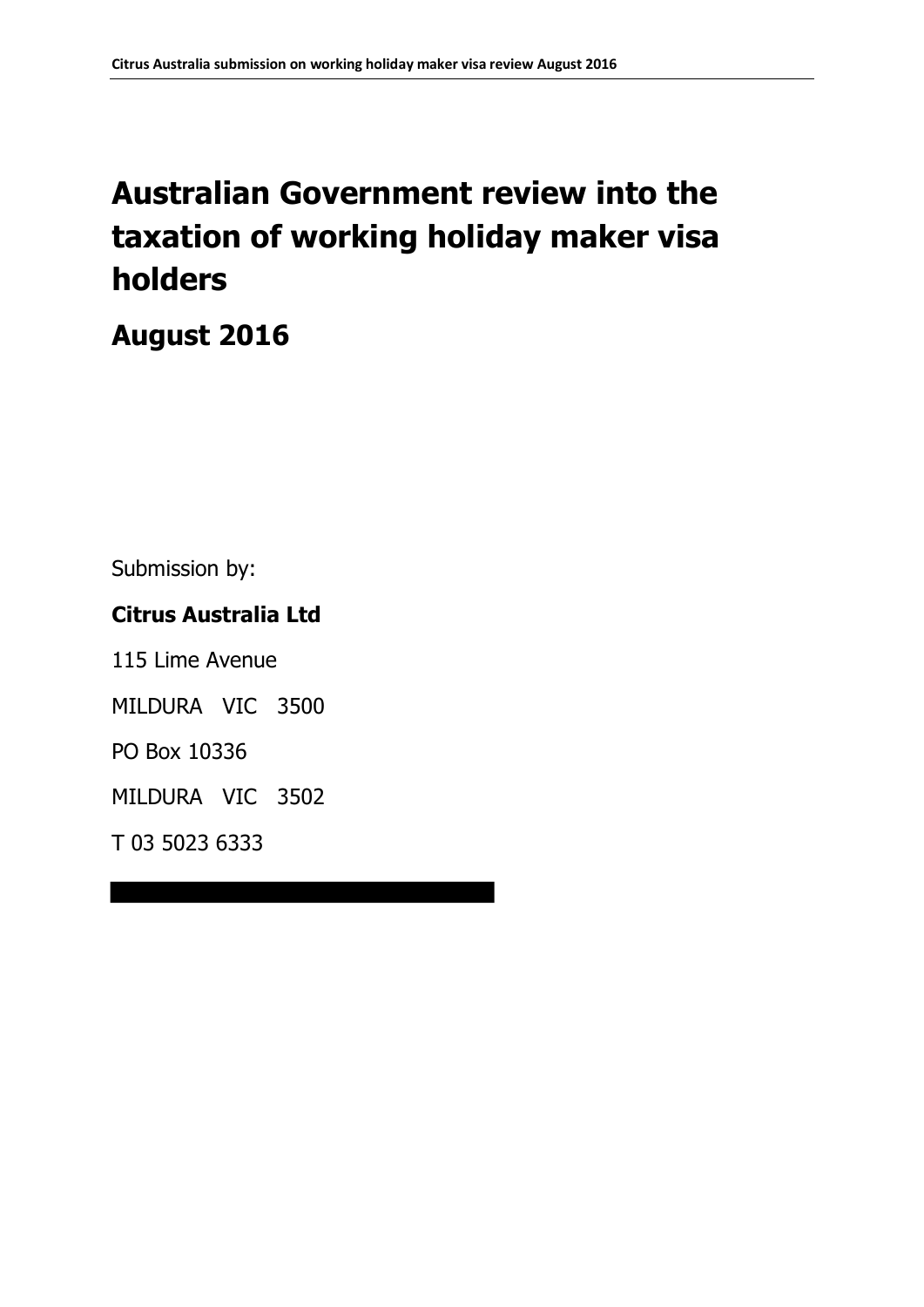# Australian Government review into the taxation of working holiday maker visa holders

## August 2016

Submission by:

**Citrus Australia Ltd**

115 Lime Avenue

MILDURA VIC 3500

PO Box 10336

MILDURA VIC 3502

T 03 5023 6333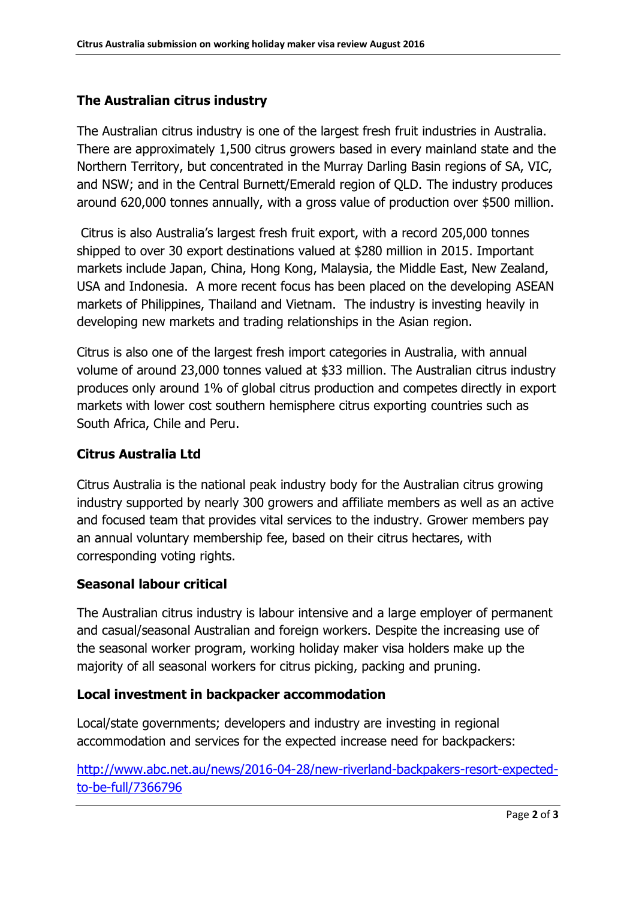## The Australian citrus industry

The Australian citrus industry is one of the largest fresh fruit industries in Australia. There are approximately 1,500 citrus growers based in every mainland state and the Northern Territory, but concentrated in the Murray Darling Basin regions of SA, VIC, and NSW; and in the Central Burnett/Emerald region of QLD. The industry produces around 620,000 tonnes annually, with a gross value of production over $500 million.

Citrus is also Australia's largest fresh fruit export, with a record 205,000 tonnes shipped to over 30 export destinations valued at $280 million in 2015. Important markets include Japan, China, Hong Kong, Malaysia, the Middle East, New Zealand, USA and Indonesia. A more recent focus has been placed on the developing ASEAN markets of Philippines, Thailand and Vietnam. The industry is investing heavily in developing new markets and trading relationships in the Asian region.

Citrus is also one of the largest fresh import categories in Australia, with annual volume of around 23,000 tonnes valued at $33 million. The Australian citrus industry produces only around 1% of global citrus production and competes directly in export markets with lower cost southern hemisphere citrus exporting countries such as South Africa, Chile and Peru.

## Citrus Australia Ltd

Citrus Australia is the national peak industry body for the Australian citrus growing industry supported by nearly 300 growers and affiliate members as well as an active and focused team that provides vital services to the industry. Grower members pay an annual voluntary membership fee, based on their citrus hectares, with corresponding voting rights.

## Seasonal labour critical

The Australian citrus industry is labour intensive and a large employer of permanent and casual/seasonal Australian and foreign workers. Despite the increasing use of the seasonal worker program, working holiday maker visa holders make up the majority of all seasonal workers for citrus picking, packing and pruning.

## Local investment in backpacker accommodation

Local/state governments; developers and industry are investing in regional accommodation and services for the expected increase need for backpackers:

http://www.abc.net.au/news/2016-04-28/new-riverland-backpakers-resort-expected-to-be-full/7366796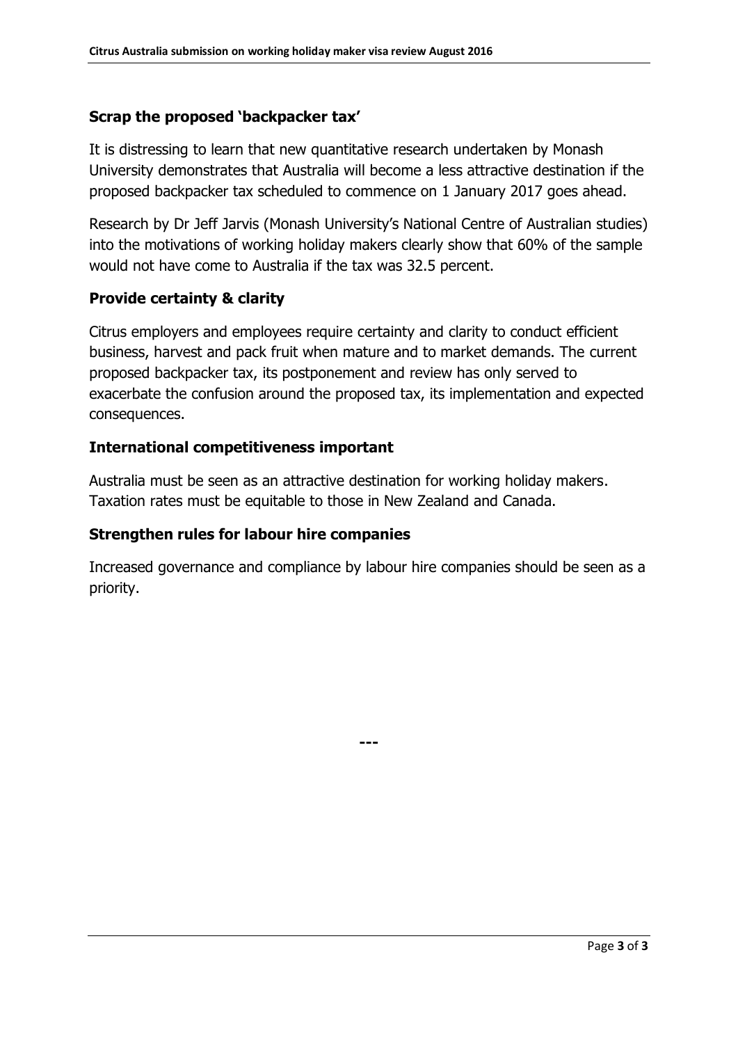### Scrap the proposed 'backpacker tax'

It is distressing to learn that new quantitative research undertaken by Monash University demonstrates that Australia will become a less attractive destination if the proposed backpacker tax scheduled to commence on 1 January 2017 goes ahead.

Research by Dr Jeff Jarvis (Monash University's National Centre of Australian studies) into the motivations of working holiday makers clearly show that 60% of the sample would not have come to Australia if the tax was 32.5 percent.

### Provide certainty & clarity

Citrus employers and employees require certainty and clarity to conduct efficient business, harvest and pack fruit when mature and to market demands. The current proposed backpacker tax, its postponement and review has only served to exacerbate the confusion around the proposed tax, its implementation and expected consequences.

### International competitiveness important

Australia must be seen as an attractive destination for working holiday makers. Taxation rates must be equitable to those in New Zealand and Canada.

### Strengthen rules for labour hire companies

Increased governance and compliance by labour hire companies should be seen as a priority.

**---**